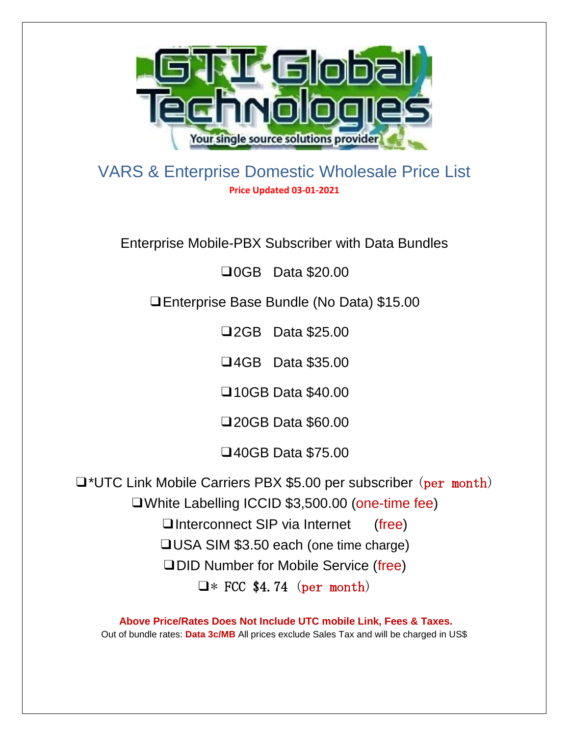# VARS & Enterprise Domestic Wholesale Price List

**Price Updated 03-01-2021**

Enterprise Mobile-PBX Subscriber with Data Bundles

- ❑0GB Data $20.00
- ❑Enterprise Base Bundle (No Data) $15.00
- ❑2GB Data $25.00
- ❑4GB Data $35.00
- ❑10GB Data $40.00
- ❑20GB Data $60.00
- ❑40GB Data $75.00

- ❑*UTC Link Mobile Carriers PBX $5.00 per subscriber（per month）
- ❑White Labelling ICCID $3,500.00 (one-time fee)
- ❑Interconnect SIP via Internet (free)
- ❑USA SIM $3.50 each (one time charge)
- ❑DID Number for Mobile Service (free)
- ❑* FCC $4.74（per month）

**Above Price/Rates Does Not Include UTC mobile Link, Fees & Taxes.**

Out of bundle rates: **Data 3c/MB** All prices exclude Sales Tax and will be charged in US$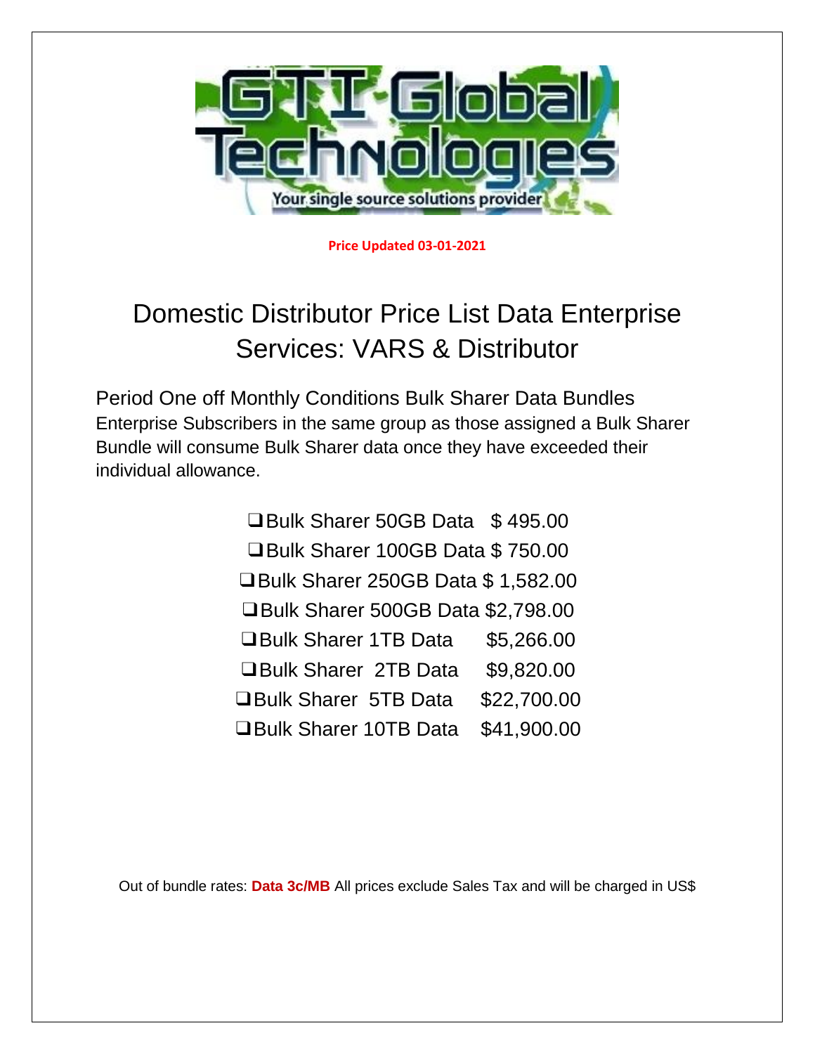GTI Global Technologies

Your single source solutions provider

**Price Updated 03-01-2021**

# Domestic Distributor Price List Data Enterprise Services: VARS & Distributor

Period One off Monthly Conditions Bulk Sharer Data Bundles

Enterprise Subscribers in the same group as those assigned a Bulk Sharer Bundle will consume Bulk Sharer data once they have exceeded their individual allowance.

- ❑ Bulk Sharer 50GB Data $ 495.00
- ❑ Bulk Sharer 100GB Data $ 750.00
- ❑ Bulk Sharer 250GB Data $ 1,582.00
- ❑ Bulk Sharer 500GB Data $2,798.00
- ❑ Bulk Sharer 1TB Data $5,266.00
- ❑ Bulk Sharer 2TB Data $9,820.00
- ❑ Bulk Sharer 5TB Data $22,700.00
- ❑ Bulk Sharer 10TB Data $41,900.00

Out of bundle rates: **Data 3c/MB** All prices exclude Sales Tax and will be charged in US$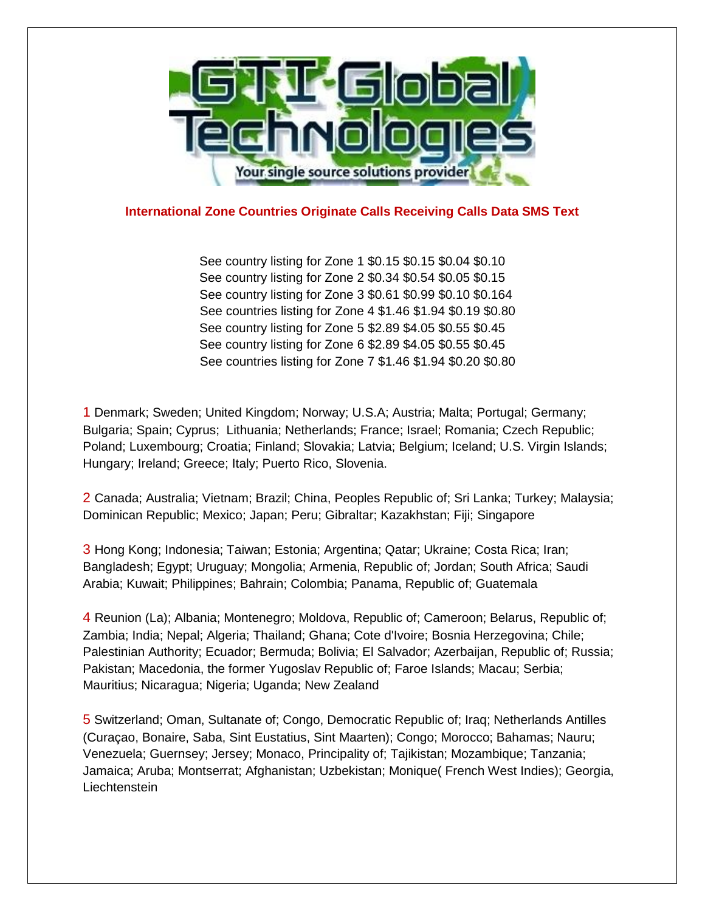**International Zone Countries Originate Calls Receiving Calls Data SMS Text**

See country listing for Zone 1 $0.15 $0.15 $0.04 $0.10
See country listing for Zone 2 $0.34 $0.54 $0.05 $0.15
See country listing for Zone 3 $0.61 $0.99 $0.10 $0.164
See countries listing for Zone 4 $1.46 $1.94 $0.19 $0.80
See country listing for Zone 5 $2.89 $4.05 $0.55 $0.45
See country listing for Zone 6 $2.89 $4.05 $0.55 $0.45
See countries listing for Zone 7 $1.46 $1.94 $0.20 $0.80

1 Denmark; Sweden; United Kingdom; Norway; U.S.A; Austria; Malta; Portugal; Germany; Bulgaria; Spain; Cyprus; Lithuania; Netherlands; France; Israel; Romania; Czech Republic; Poland; Luxembourg; Croatia; Finland; Slovakia; Latvia; Belgium; Iceland; U.S. Virgin Islands; Hungary; Ireland; Greece; Italy; Puerto Rico, Slovenia.

2 Canada; Australia; Vietnam; Brazil; China, Peoples Republic of; Sri Lanka; Turkey; Malaysia; Dominican Republic; Mexico; Japan; Peru; Gibraltar; Kazakhstan; Fiji; Singapore

3 Hong Kong; Indonesia; Taiwan; Estonia; Argentina; Qatar; Ukraine; Costa Rica; Iran; Bangladesh; Egypt; Uruguay; Mongolia; Armenia, Republic of; Jordan; South Africa; Saudi Arabia; Kuwait; Philippines; Bahrain; Colombia; Panama, Republic of; Guatemala

4 Reunion (La); Albania; Montenegro; Moldova, Republic of; Cameroon; Belarus, Republic of; Zambia; India; Nepal; Algeria; Thailand; Ghana; Cote d'Ivoire; Bosnia Herzegovina; Chile; Palestinian Authority; Ecuador; Bermuda; Bolivia; El Salvador; Azerbaijan, Republic of; Russia; Pakistan; Macedonia, the former Yugoslav Republic of; Faroe Islands; Macau; Serbia; Mauritius; Nicaragua; Nigeria; Uganda; New Zealand

5 Switzerland; Oman, Sultanate of; Congo, Democratic Republic of; Iraq; Netherlands Antilles (Curaçao, Bonaire, Saba, Sint Eustatius, Sint Maarten); Congo; Morocco; Bahamas; Nauru; Venezuela; Guernsey; Jersey; Monaco, Principality of; Tajikistan; Mozambique; Tanzania; Jamaica; Aruba; Montserrat; Afghanistan; Uzbekistan; Monique( French West Indies); Georgia, Liechtenstein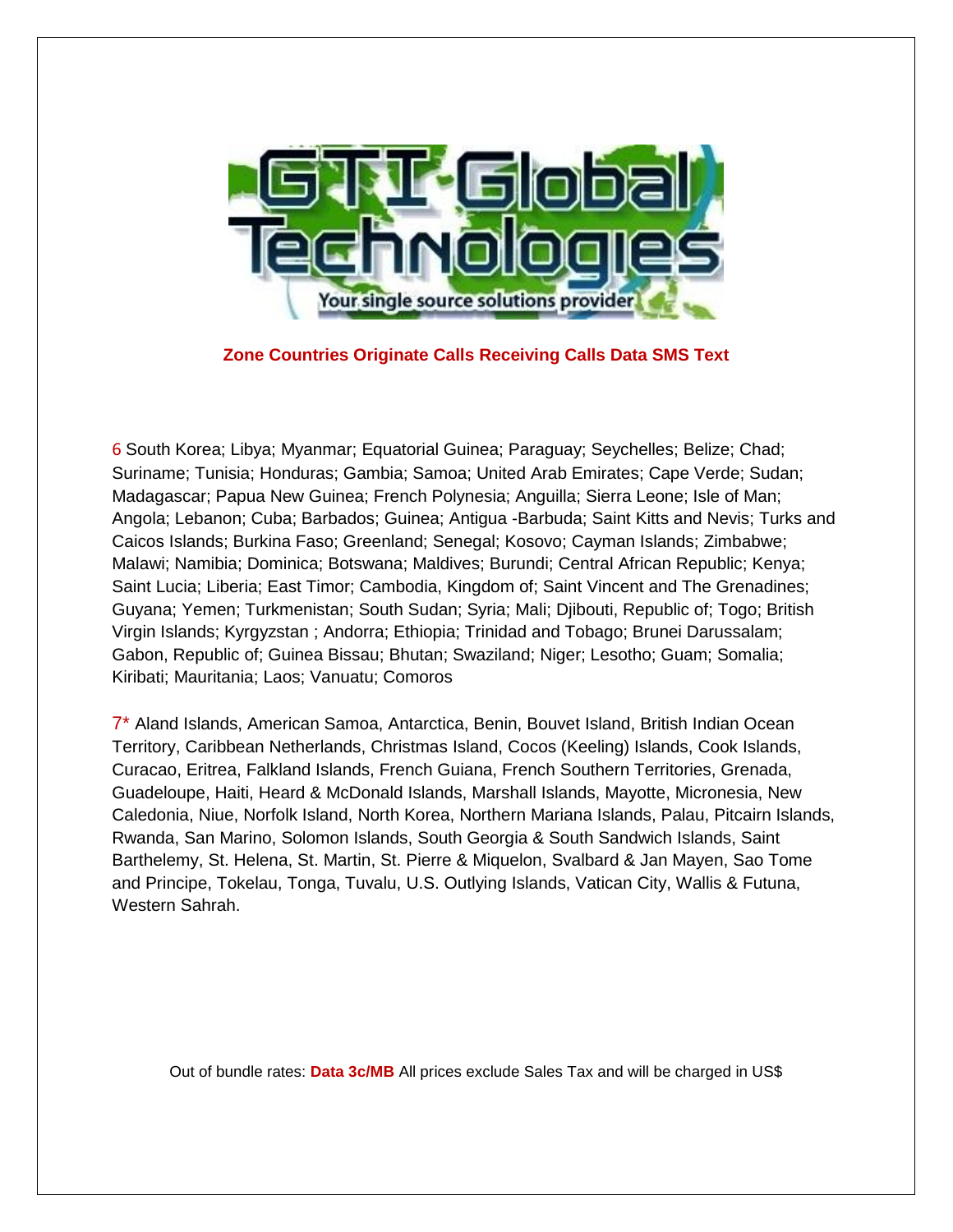**Zone Countries Originate Calls Receiving Calls Data SMS Text**

6 South Korea; Libya; Myanmar; Equatorial Guinea; Paraguay; Seychelles; Belize; Chad; Suriname; Tunisia; Honduras; Gambia; Samoa; United Arab Emirates; Cape Verde; Sudan; Madagascar; Papua New Guinea; French Polynesia; Anguilla; Sierra Leone; Isle of Man; Angola; Lebanon; Cuba; Barbados; Guinea; Antigua -Barbuda; Saint Kitts and Nevis; Turks and Caicos Islands; Burkina Faso; Greenland; Senegal; Kosovo; Cayman Islands; Zimbabwe; Malawi; Namibia; Dominica; Botswana; Maldives; Burundi; Central African Republic; Kenya; Saint Lucia; Liberia; East Timor; Cambodia, Kingdom of; Saint Vincent and The Grenadines; Guyana; Yemen; Turkmenistan; South Sudan; Syria; Mali; Djibouti, Republic of; Togo; British Virgin Islands; Kyrgyzstan ; Andorra; Ethiopia; Trinidad and Tobago; Brunei Darussalam; Gabon, Republic of; Guinea Bissau; Bhutan; Swaziland; Niger; Lesotho; Guam; Somalia; Kiribati; Mauritania; Laos; Vanuatu; Comoros

7* Aland Islands, American Samoa, Antarctica, Benin, Bouvet Island, British Indian Ocean Territory, Caribbean Netherlands, Christmas Island, Cocos (Keeling) Islands, Cook Islands, Curacao, Eritrea, Falkland Islands, French Guiana, French Southern Territories, Grenada, Guadeloupe, Haiti, Heard & McDonald Islands, Marshall Islands, Mayotte, Micronesia, New Caledonia, Niue, Norfolk Island, North Korea, Northern Mariana Islands, Palau, Pitcairn Islands, Rwanda, San Marino, Solomon Islands, South Georgia & South Sandwich Islands, Saint Barthelemy, St. Helena, St. Martin, St. Pierre & Miquelon, Svalbard & Jan Mayen, Sao Tome and Principe, Tokelau, Tonga, Tuvalu, U.S. Outlying Islands, Vatican City, Wallis & Futuna, Western Sahrah.

Out of bundle rates: **Data 3c/MB** All prices exclude Sales Tax and will be charged in US$